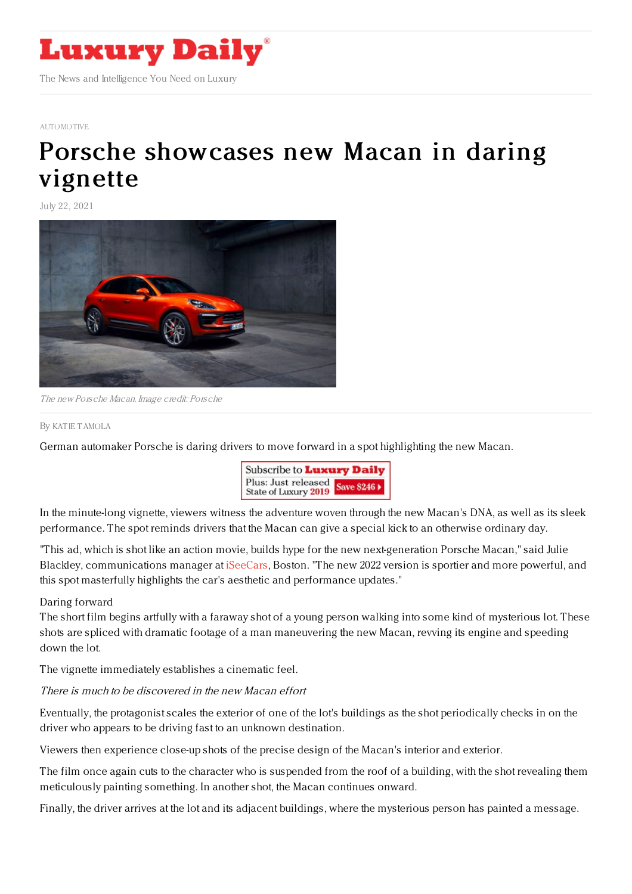# Luxury Daily

The News and Intelligence You Need on Luxury

AUTOMOTIVE

# Porsche showcases new Macan in daring vignette

July 22, 2021

The new Porsche Macan. Image credit: Porsche

By KATIE TAMOLA

German automaker Porsche is daring drivers to move forward in a spot highlighting the new Macan.

In the minute-long vignette, viewers witness the adventure woven through the new Macan's DNA, as well as its sleek performance. The spot reminds drivers that the Macan can give a special kick to an otherwise ordinary day.

"This ad, which is shot like an action movie, builds hype for the new next-generation Porsche Macan," said Julie Blackley, communications manager at iSeeCars, Boston. "The new 2022 version is sportier and more powerful, and this spot masterfully highlights the car's aesthetic and performance updates."

Daring forward

The short film begins artfully with a faraway shot of a young person walking into some kind of mysterious lot. These shots are spliced with dramatic footage of a man maneuvering the new Macan, revving its engine and speeding down the lot.

The vignette immediately establishes a cinematic feel.

*There is much to be discovered in the new Macan effort*

Eventually, the protagonist scales the exterior of one of the lot's buildings as the shot periodically checks in on the driver who appears to be driving fast to an unknown destination.

Viewers then experience close-up shots of the precise design of the Macan's interior and exterior.

The film once again cuts to the character who is suspended from the roof of a building, with the shot revealing them meticulously painting something. In another shot, the Macan continues onward.

Finally, the driver arrives at the lot and its adjacent buildings, where the mysterious person has painted a message.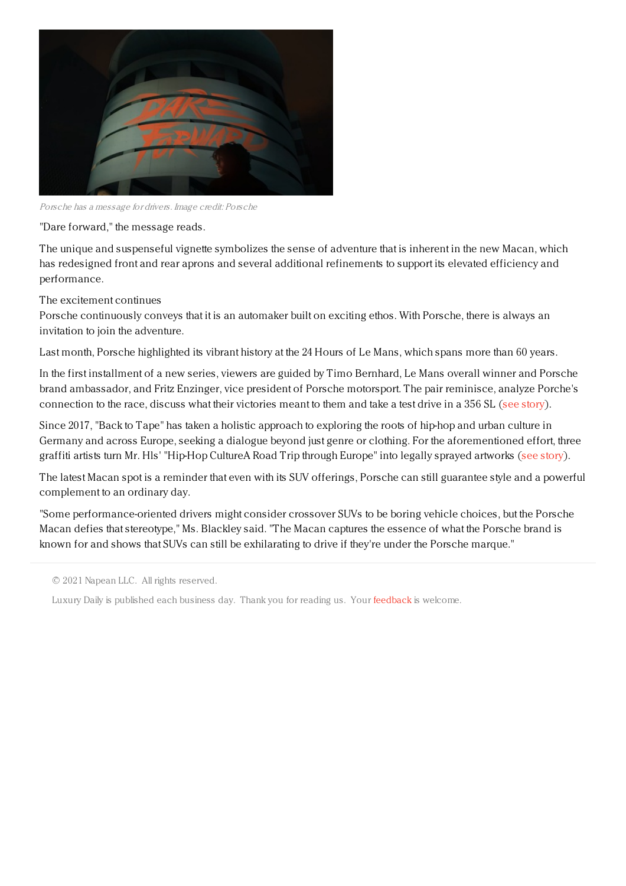*Porsche has a message for drivers. Image credit: Porsche*

"Dare forward," the message reads.

The unique and suspenseful vignette symbolizes the sense of adventure that is inherent in the new Macan, which has redesigned front and rear aprons and several additional refinements to support its elevated efficiency and performance.

The excitement continues

Porsche continuously conveys that it is an automaker built on exciting ethos. With Porsche, there is always an invitation to join the adventure.

Last month, Porsche highlighted its vibrant history at the 24 Hours of Le Mans, which spans more than 60 years.

In the first installment of a new series, viewers are guided by Timo Bernhard, Le Mans overall winner and Porsche brand ambassador, and Fritz Enzinger, vice president of Porsche motorsport. The pair reminisce, analyze Porche's connection to the race, discuss what their victories meant to them and take a test drive in a 356 SL (see story).

Since 2017, "Back to Tape" has taken a holistic approach to exploring the roots of hip-hop and urban culture in Germany and across Europe, seeking a dialogue beyond just genre or clothing. For the aforementioned effort, three graffiti artists turn Mr. Hls' "Hip-Hop CultureA Road Trip through Europe" into legally sprayed artworks (see story).

The latest Macan spot is a reminder that even with its SUV offerings, Porsche can still guarantee style and a powerful complement to an ordinary day.

"Some performance-oriented drivers might consider crossover SUVs to be boring vehicle choices, but the Porsche Macan defies that stereotype," Ms. Blackley said. "The Macan captures the essence of what the Porsche brand is known for and shows that SUVs can still be exhilarating to drive if they're under the Porsche marque."

© 2021 Napean LLC. All rights reserved.

Luxury Daily is published each business day. Thank you for reading us. Your feedback is welcome.